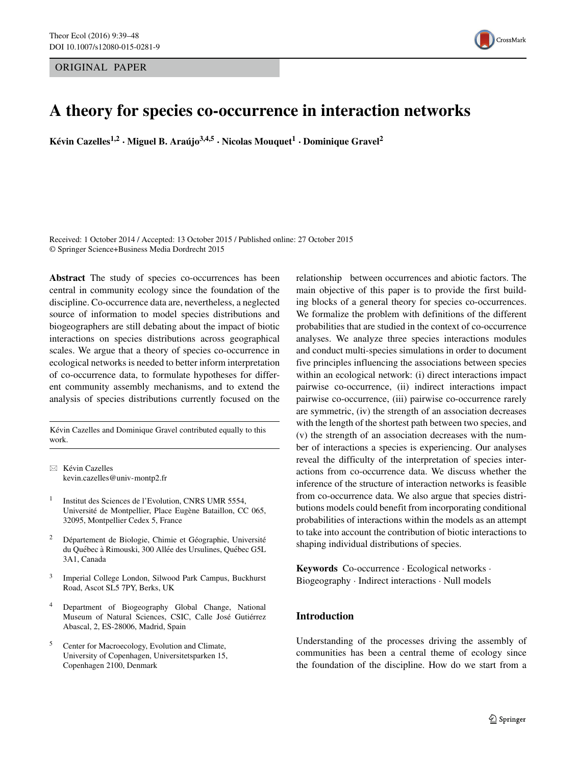ORIGINAL PAPER

# A theory for species co-occurrence in interaction networks

**Kévin Cazelles[1,2] · Miguel B. Araújo[3,4,5] · Nicolas Mouquet[1] · Dominique Gravel[2]**

Received: 1 October 2014 / Accepted: 13 October 2015 / Published online: 27 October 2015
© Springer Science+Business Media Dordrecht 2015

**Abstract** The study of species co-occurrences has been central in community ecology since the foundation of the discipline. Co-occurrence data are, nevertheless, a neglected source of information to model species distributions and biogeographers are still debating about the impact of biotic interactions on species distributions across geographical scales. We argue that a theory of species co-occurrence in ecological networks is needed to better inform interpretation of co-occurrence data, to formulate hypotheses for different community assembly mechanisms, and to extend the analysis of species distributions currently focused on the relationship between occurrences and abiotic factors. The main objective of this paper is to provide the first building blocks of a general theory for species co-occurrences. We formalize the problem with definitions of the different probabilities that are studied in the context of co-occurrence analyses. We analyze three species interactions modules and conduct multi-species simulations in order to document five principles influencing the associations between species within an ecological network: (i) direct interactions impact pairwise co-occurrence, (ii) indirect interactions impact pairwise co-occurrence, (iii) pairwise co-occurrence rarely are symmetric, (iv) the strength of an association decreases with the length of the shortest path between two species, and (v) the strength of an association decreases with the number of interactions a species is experiencing. Our analyses reveal the difficulty of the interpretation of species interactions from co-occurrence data. We discuss whether the inference of the structure of interaction networks is feasible from co-occurrence data. We also argue that species distributions models could benefit from incorporating conditional probabilities of interactions within the models as an attempt to take into account the contribution of biotic interactions to shaping individual distributions of species.

Kévin Cazelles and Dominique Gravel contributed equally to this work.

✉ Kévin Cazelles
kevin.cazelles@univ-montp2.fr

[1] Institut des Sciences de l'Evolution, CNRS UMR 5554, Université de Montpellier, Place Eugène Bataillon, CC 065, 32095, Montpellier Cedex 5, France

[2] Département de Biologie, Chimie et Géographie, Université du Québec à Rimouski, 300 Allée des Ursulines, Québec G5L 3A1, Canada

[3] Imperial College London, Silwood Park Campus, Buckhurst Road, Ascot SL5 7PY, Berks, UK

[4] Department of Biogeography Global Change, National Museum of Natural Sciences, CSIC, Calle José Gutiérrez Abascal, 2, ES-28006, Madrid, Spain

[5] Center for Macroecology, Evolution and Climate, University of Copenhagen, Universitetsparken 15, Copenhagen 2100, Denmark

**Keywords** Co-occurrence · Ecological networks · Biogeography · Indirect interactions · Null models

## Introduction

Understanding of the processes driving the assembly of communities has been a central theme of ecology since the foundation of the discipline. How do we start from a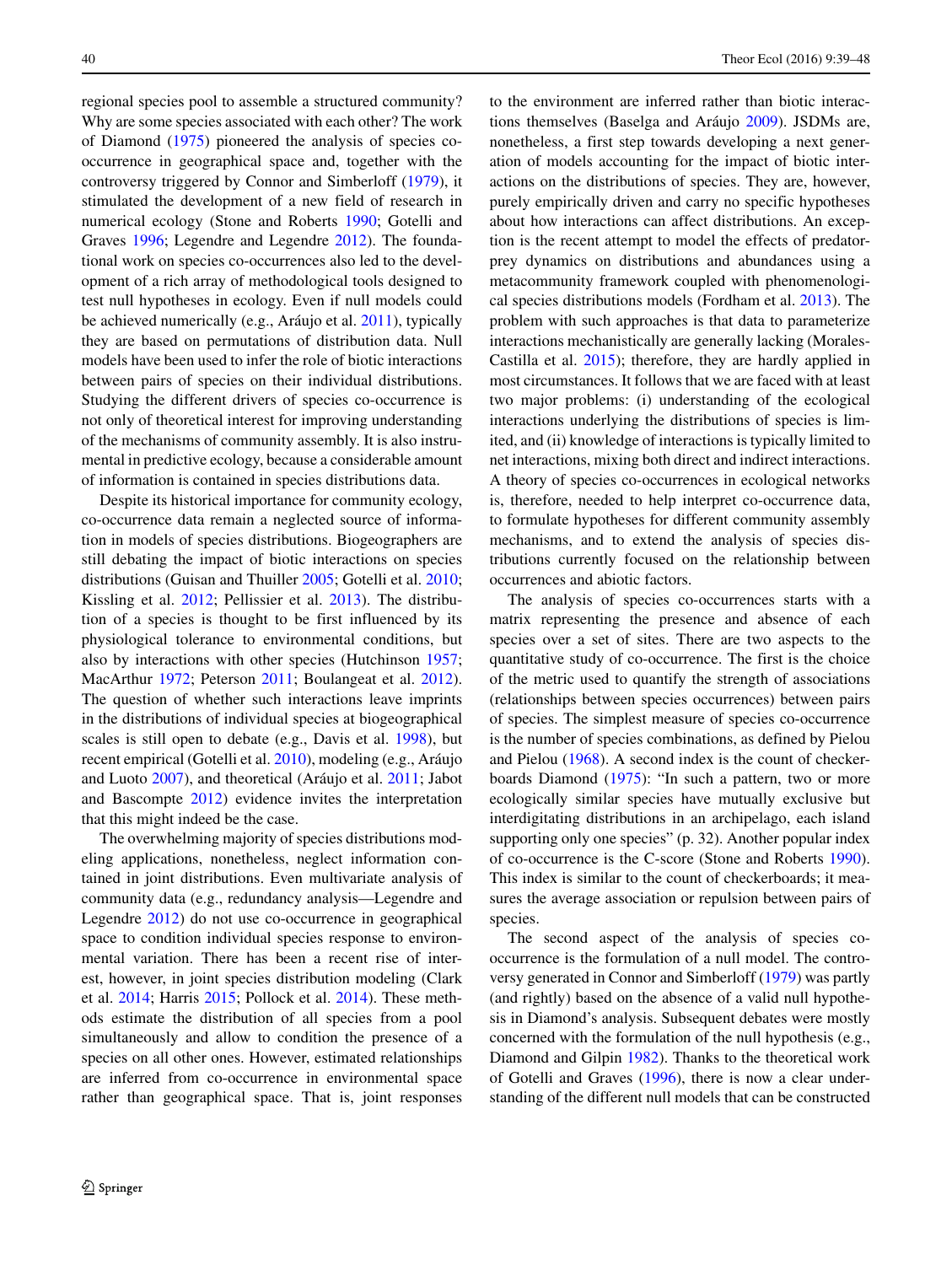regional species pool to assemble a structured community? Why are some species associated with each other? The work of Diamond (1975) pioneered the analysis of species co-occurrence in geographical space and, together with the controversy triggered by Connor and Simberloff (1979), it stimulated the development of a new field of research in numerical ecology (Stone and Roberts 1990; Gotelli and Graves 1996; Legendre and Legendre 2012). The foundational work on species co-occurrences also led to the development of a rich array of methodological tools designed to test null hypotheses in ecology. Even if null models could be achieved numerically (e.g., Aráujo et al. 2011), typically they are based on permutations of distribution data. Null models have been used to infer the role of biotic interactions between pairs of species on their individual distributions. Studying the different drivers of species co-occurrence is not only of theoretical interest for improving understanding of the mechanisms of community assembly. It is also instrumental in predictive ecology, because a considerable amount of information is contained in species distributions data.

Despite its historical importance for community ecology, co-occurrence data remain a neglected source of information in models of species distributions. Biogeographers are still debating the impact of biotic interactions on species distributions (Guisan and Thuiller 2005; Gotelli et al. 2010; Kissling et al. 2012; Pellissier et al. 2013). The distribution of a species is thought to be first influenced by its physiological tolerance to environmental conditions, but also by interactions with other species (Hutchinson 1957; MacArthur 1972; Peterson 2011; Boulangeat et al. 2012). The question of whether such interactions leave imprints in the distributions of individual species at biogeographical scales is still open to debate (e.g., Davis et al. 1998), but recent empirical (Gotelli et al. 2010), modeling (e.g., Aráujo and Luoto 2007), and theoretical (Aráujo et al. 2011; Jabot and Bascompte 2012) evidence invites the interpretation that this might indeed be the case.

The overwhelming majority of species distributions modeling applications, nonetheless, neglect information contained in joint distributions. Even multivariate analysis of community data (e.g., redundancy analysis—Legendre and Legendre 2012) do not use co-occurrence in geographical space to condition individual species response to environmental variation. There has been a recent rise of interest, however, in joint species distribution modeling (Clark et al. 2014; Harris 2015; Pollock et al. 2014). These methods estimate the distribution of all species from a pool simultaneously and allow to condition the presence of a species on all other ones. However, estimated relationships are inferred from co-occurrence in environmental space rather than geographical space. That is, joint responses to the environment are inferred rather than biotic interactions themselves (Baselga and Aráujo 2009). JSDMs are, nonetheless, a first step towards developing a next generation of models accounting for the impact of biotic interactions on the distributions of species. They are, however, purely empirically driven and carry no specific hypotheses about how interactions can affect distributions. An exception is the recent attempt to model the effects of predator-prey dynamics on distributions and abundances using a metacommunity framework coupled with phenomenological species distributions models (Fordham et al. 2013). The problem with such approaches is that data to parameterize interactions mechanistically are generally lacking (Morales-Castilla et al. 2015); therefore, they are hardly applied in most circumstances. It follows that we are faced with at least two major problems: (i) understanding of the ecological interactions underlying the distributions of species is limited, and (ii) knowledge of interactions is typically limited to net interactions, mixing both direct and indirect interactions. A theory of species co-occurrences in ecological networks is, therefore, needed to help interpret co-occurrence data, to formulate hypotheses for different community assembly mechanisms, and to extend the analysis of species distributions currently focused on the relationship between occurrences and abiotic factors.

The analysis of species co-occurrences starts with a matrix representing the presence and absence of each species over a set of sites. There are two aspects to the quantitative study of co-occurrence. The first is the choice of the metric used to quantify the strength of associations (relationships between species occurrences) between pairs of species. The simplest measure of species co-occurrence is the number of species combinations, as defined by Pielou and Pielou (1968). A second index is the count of checkerboards Diamond (1975): "In such a pattern, two or more ecologically similar species have mutually exclusive but interdigitating distributions in an archipelago, each island supporting only one species" (p. 32). Another popular index of co-occurrence is the C-score (Stone and Roberts 1990). This index is similar to the count of checkerboards; it measures the average association or repulsion between pairs of species.

The second aspect of the analysis of species co-occurrence is the formulation of a null model. The controversy generated in Connor and Simberloff (1979) was partly (and rightly) based on the absence of a valid null hypothesis in Diamond's analysis. Subsequent debates were mostly concerned with the formulation of the null hypothesis (e.g., Diamond and Gilpin 1982). Thanks to the theoretical work of Gotelli and Graves (1996), there is now a clear understanding of the different null models that can be constructed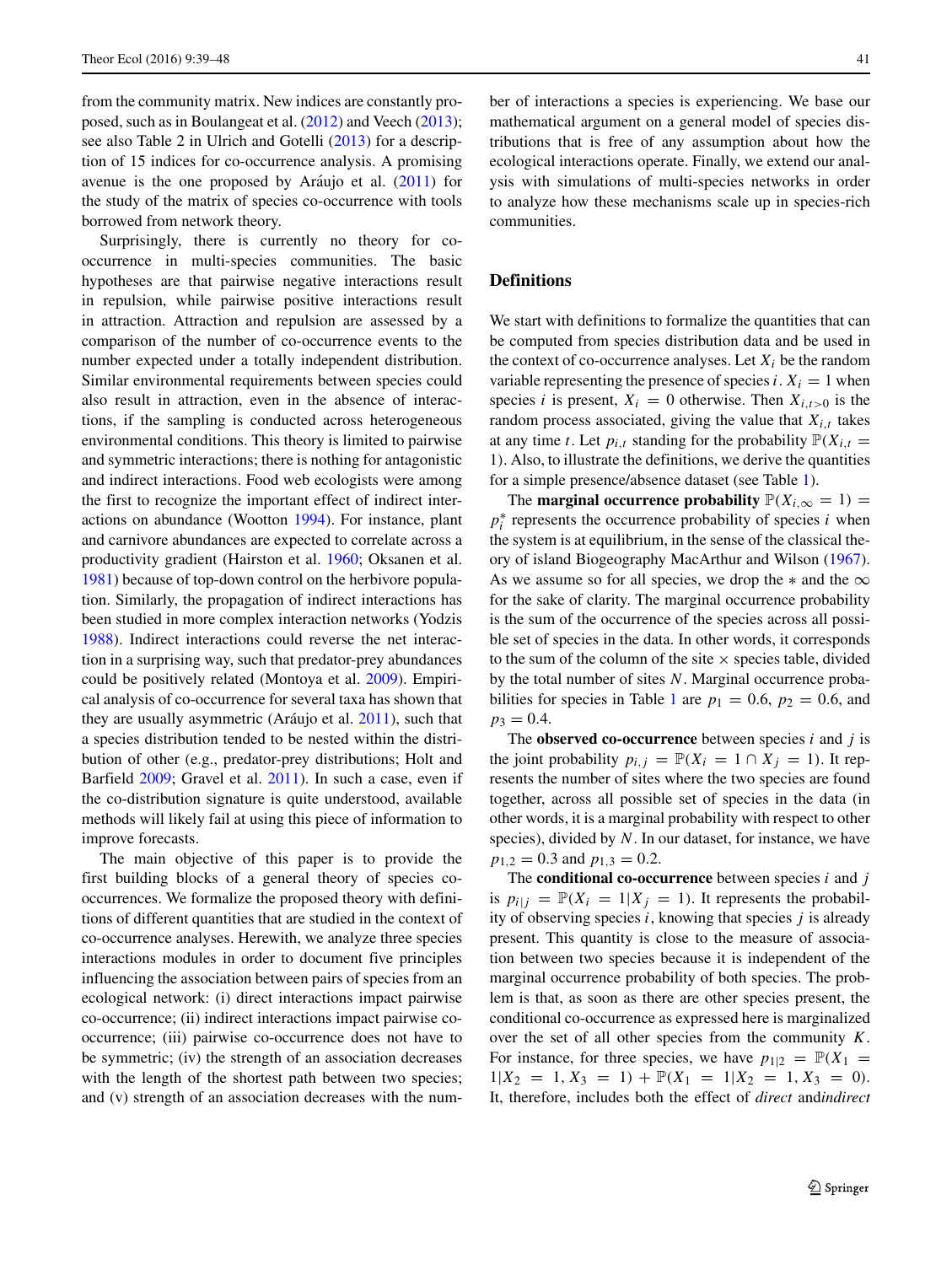from the community matrix. New indices are constantly proposed, such as in Boulangeat et al. (2012) and Veech (2013); see also Table 2 in Ulrich and Gotelli (2013) for a description of 15 indices for co-occurrence analysis. A promising avenue is the one proposed by Aráujo et al. (2011) for the study of the matrix of species co-occurrence with tools borrowed from network theory.

Surprisingly, there is currently no theory for co-occurrence in multi-species communities. The basic hypotheses are that pairwise negative interactions result in repulsion, while pairwise positive interactions result in attraction. Attraction and repulsion are assessed by a comparison of the number of co-occurrence events to the number expected under a totally independent distribution. Similar environmental requirements between species could also result in attraction, even in the absence of interactions, if the sampling is conducted across heterogeneous environmental conditions. This theory is limited to pairwise and symmetric interactions; there is nothing for antagonistic and indirect interactions. Food web ecologists were among the first to recognize the important effect of indirect interactions on abundance (Wootton 1994). For instance, plant and carnivore abundances are expected to correlate across a productivity gradient (Hairston et al. 1960; Oksanen et al. 1981) because of top-down control on the herbivore population. Similarly, the propagation of indirect interactions has been studied in more complex interaction networks (Yodzis 1988). Indirect interactions could reverse the net interaction in a surprising way, such that predator-prey abundances could be positively related (Montoya et al. 2009). Empirical analysis of co-occurrence for several taxa has shown that they are usually asymmetric (Aráujo et al. 2011), such that a species distribution tended to be nested within the distribution of other (e.g., predator-prey distributions; Holt and Barfield 2009; Gravel et al. 2011). In such a case, even if the co-distribution signature is quite understood, available methods will likely fail at using this piece of information to improve forecasts.

The main objective of this paper is to provide the first building blocks of a general theory of species co-occurrences. We formalize the proposed theory with definitions of different quantities that are studied in the context of co-occurrence analyses. Herewith, we analyze three species interactions modules in order to document five principles influencing the association between pairs of species from an ecological network: (i) direct interactions impact pairwise co-occurrence; (ii) indirect interactions impact pairwise co-occurrence; (iii) pairwise co-occurrence does not have to be symmetric; (iv) the strength of an association decreases with the length of the shortest path between two species; and (v) strength of an association decreases with the number of interactions a species is experiencing. We base our mathematical argument on a general model of species distributions that is free of any assumption about how the ecological interactions operate. Finally, we extend our analysis with simulations of multi-species networks in order to analyze how these mechanisms scale up in species-rich communities.

## Definitions

We start with definitions to formalize the quantities that can be computed from species distribution data and be used in the context of co-occurrence analyses. Let $X_i$ be the random variable representing the presence of species $i$. $X_i = 1$ when species $i$ is present, $X_i = 0$ otherwise. Then $X_{i,t>0}$ is the random process associated, giving the value that $X_{i,t}$ takes at any time $t$. Let $p_{i,t}$ standing for the probability $\mathbb{P}(X_{i,t} = 1)$. Also, to illustrate the definitions, we derive the quantities for a simple presence/absence dataset (see Table 1).

The **marginal occurrence probability** $\mathbb{P}(X_{i,\infty} = 1) = p_i^*$ represents the occurrence probability of species $i$ when the system is at equilibrium, in the sense of the classical theory of island Biogeography MacArthur and Wilson (1967). As we assume so for all species, we drop the $*$ and the $\infty$ for the sake of clarity. The marginal occurrence probability is the sum of the occurrence of the species across all possible set of species in the data. In other words, it corresponds to the sum of the column of the site $\times$ species table, divided by the total number of sites $N$. Marginal occurrence probabilities for species in Table 1 are $p_1 = 0.6$, $p_2 = 0.6$, and $p_3 = 0.4$.

The **observed co-occurrence** between species $i$ and $j$ is the joint probability $p_{i,j} = \mathbb{P}(X_i = 1 \cap X_j = 1)$. It represents the number of sites where the two species are found together, across all possible set of species in the data (in other words, it is a marginal probability with respect to other species), divided by $N$. In our dataset, for instance, we have $p_{1,2} = 0.3$ and $p_{1,3} = 0.2$.

The **conditional co-occurrence** between species $i$ and $j$ is $p_{i|j} = \mathbb{P}(X_i = 1|X_j = 1)$. It represents the probability of observing species $i$, knowing that species $j$ is already present. This quantity is close to the measure of association between two species because it is independent of the marginal occurrence probability of both species. The problem is that, as soon as there are other species present, the conditional co-occurrence as expressed here is marginalized over the set of all other species from the community $K$. For instance, for three species, we have $p_{1|2} = \mathbb{P}(X_1 = 1|X_2 = 1, X_3 = 1) + \mathbb{P}(X_1 = 1|X_2 = 1, X_3 = 0)$. It, therefore, includes both the effect of *direct* and*indirect*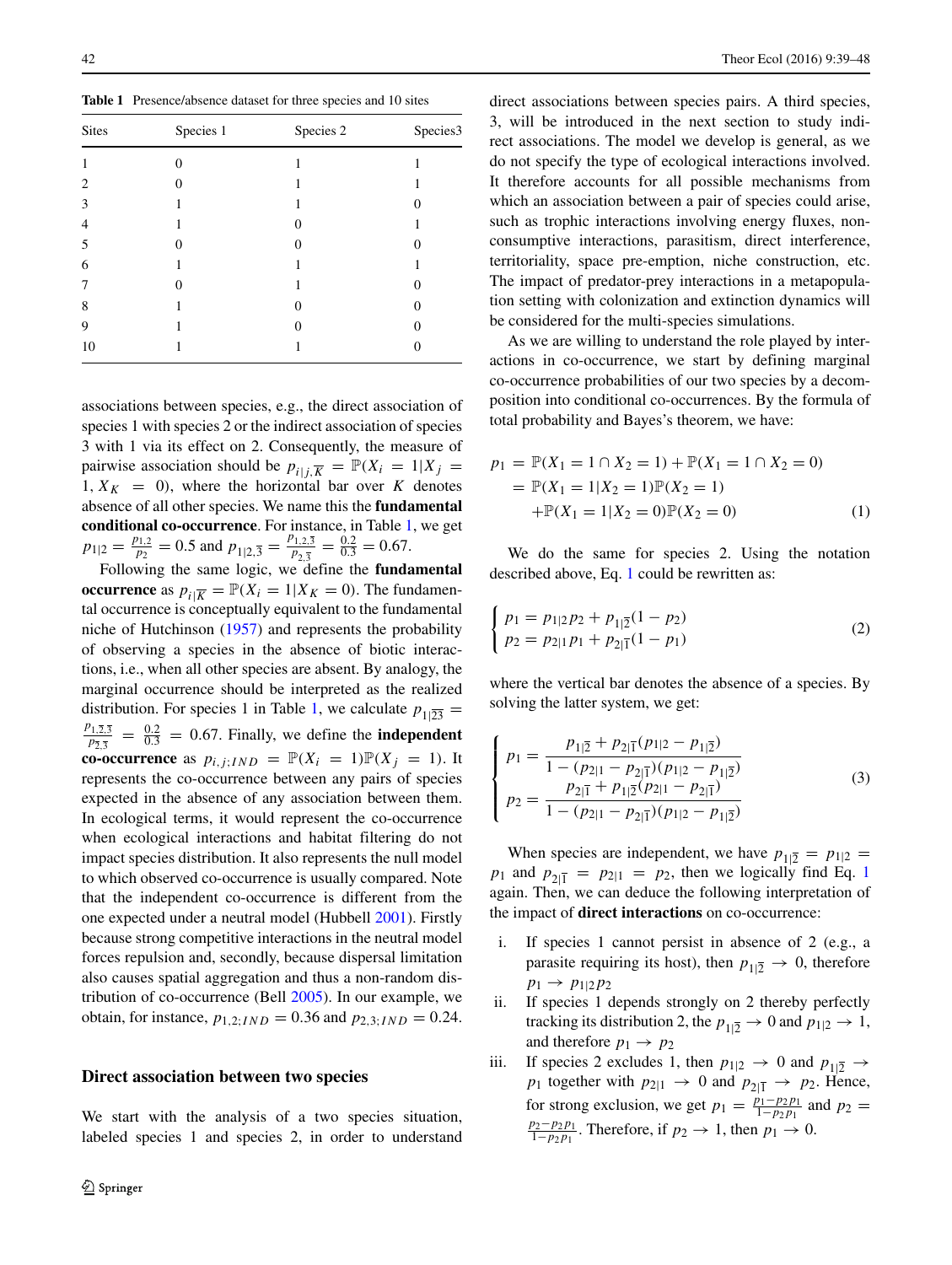**Table 1** Presence/absence dataset for three species and 10 sites

| Sites | Species 1 | Species 2 | Species3 |
|---|---|---|---|
| 1 | 0 | 1 | 1 |
| 2 | 0 | 1 | 1 |
| 3 | 1 | 1 | 0 |
| 4 | 1 | 0 | 1 |
| 5 | 0 | 0 | 0 |
| 6 | 1 | 1 | 1 |
| 7 | 0 | 1 | 0 |
| 8 | 1 | 0 | 0 |
| 9 | 1 | 0 | 0 |
| 10 | 1 | 1 | 0 |

associations between species, e.g., the direct association of species 1 with species 2 or the indirect association of species 3 with 1 via its effect on 2. Consequently, the measure of pairwise association should be $p_{i|j,\overline{K}} = \mathbb{P}(X_i = 1|X_j = 1, X_K = 0)$, where the horizontal bar over $K$ denotes absence of all other species. We name this the **fundamental conditional co-occurrence**. For instance, in Table 1, we get $p_{1|2} = \frac{p_{1,2}}{p_2} = 0.5$ and $p_{1|2,\overline{3}} = \frac{p_{1,2,\overline{3}}}{p_{2,\overline{3}}} = \frac{0.2}{0.3} = 0.67$.

Following the same logic, we define the **fundamental occurrence** as $p_{i|\overline{K}} = \mathbb{P}(X_i = 1|X_K = 0)$. The fundamental occurrence is conceptually equivalent to the fundamental niche of Hutchinson (1957) and represents the probability of observing a species in the absence of biotic interactions, i.e., when all other species are absent. By analogy, the marginal occurrence should be interpreted as the realized distribution. For species 1 in Table 1, we calculate $p_{1|\overline{23}} = \frac{p_{1,\overline{2},\overline{3}}}{p_{\overline{2},\overline{3}}} = \frac{0.2}{0.3} = 0.67$. Finally, we define the **independent co-occurrence** as $p_{i,j;IND} = \mathbb{P}(X_i = 1)\mathbb{P}(X_j = 1)$. It represents the co-occurrence between any pairs of species expected in the absence of any association between them. In ecological terms, it would represent the co-occurrence when ecological interactions and habitat filtering do not impact species distribution. It also represents the null model to which observed co-occurrence is usually compared. Note that the independent co-occurrence is different from the one expected under a neutral model (Hubbell 2001). Firstly because strong competitive interactions in the neutral model forces repulsion and, secondly, because dispersal limitation also causes spatial aggregation and thus a non-random distribution of co-occurrence (Bell 2005). In our example, we obtain, for instance, $p_{1,2;IND} = 0.36$ and $p_{2,3;IND} = 0.24$.

## Direct association between two species

We start with the analysis of a two species situation, labeled species 1 and species 2, in order to understand direct associations between species pairs. A third species, 3, will be introduced in the next section to study indirect associations. The model we develop is general, as we do not specify the type of ecological interactions involved. It therefore accounts for all possible mechanisms from which an association between a pair of species could arise, such as trophic interactions involving energy fluxes, non-consumptive interactions, parasitism, direct interference, territoriality, space pre-emption, niche construction, etc. The impact of predator-prey interactions in a metapopulation setting with colonization and extinction dynamics will be considered for the multi-species simulations.

As we are willing to understand the role played by interactions in co-occurrence, we start by defining marginal co-occurrence probabilities of our two species by a decomposition into conditional co-occurrences. By the formula of total probability and Bayes's theorem, we have:

$$
\begin{aligned}
p_1 &= \mathbb{P}(X_1 = 1 \cap X_2 = 1) + \mathbb{P}(X_1 = 1 \cap X_2 = 0) \\
&= \mathbb{P}(X_1 = 1|X_2 = 1)\mathbb{P}(X_2 = 1) \\
&\quad + \mathbb{P}(X_1 = 1|X_2 = 0)\mathbb{P}(X_2 = 0)
\end{aligned} \tag{1}
$$

We do the same for species 2. Using the notation described above, Eq. 1 could be rewritten as:

$$
\begin{cases}
p_1 = p_{1|2}p_2 + p_{1|\overline{2}}(1 - p_2) \\
p_2 = p_{2|1}p_1 + p_{2|\overline{1}}(1 - p_1)
\end{cases} \tag{2}
$$

where the vertical bar denotes the absence of a species. By solving the latter system, we get:

$$
\begin{cases}
p_1 = \dfrac{p_{1|\overline{2}} + p_{2|\overline{1}}(p_{1|2} - p_{1|\overline{2}})}{1 - (p_{2|1} - p_{2|\overline{1}})(p_{1|2} - p_{1|\overline{2}})} \\
p_2 = \dfrac{p_{2|\overline{1}} + p_{1|\overline{2}}(p_{2|1} - p_{2|\overline{1}})}{1 - (p_{2|1} - p_{2|\overline{1}})(p_{1|2} - p_{1|\overline{2}})}
\end{cases} \tag{3}
$$

When species are independent, we have $p_{1|\overline{2}} = p_{1|2} = p_1$ and $p_{2|\overline{1}} = p_{2|1} = p_2$, then we logically find Eq. 1 again. Then, we can deduce the following interpretation of the impact of **direct interactions** on co-occurrence:

i. If species 1 cannot persist in absence of 2 (e.g., a parasite requiring its host), then $p_{1|\overline{2}} \to 0$, therefore $p_1 \to p_{1|2}p_2$
ii. If species 1 depends strongly on 2 thereby perfectly tracking its distribution 2, the $p_{1|\overline{2}} \to 0$ and $p_{1|2} \to 1$, and therefore $p_1 \to p_2$
iii. If species 2 excludes 1, then $p_{1|2} \to 0$ and $p_{1|\overline{2}} \to p_1$ together with $p_{2|1} \to 0$ and $p_{2|\overline{1}} \to p_2$. Hence, for strong exclusion, we get $p_1 = \frac{p_1 - p_2 p_1}{1 - p_2 p_1}$ and $p_2 = \frac{p_2 - p_2 p_1}{1 - p_2 p_1}$. Therefore, if $p_2 \to 1$, then $p_1 \to 0$.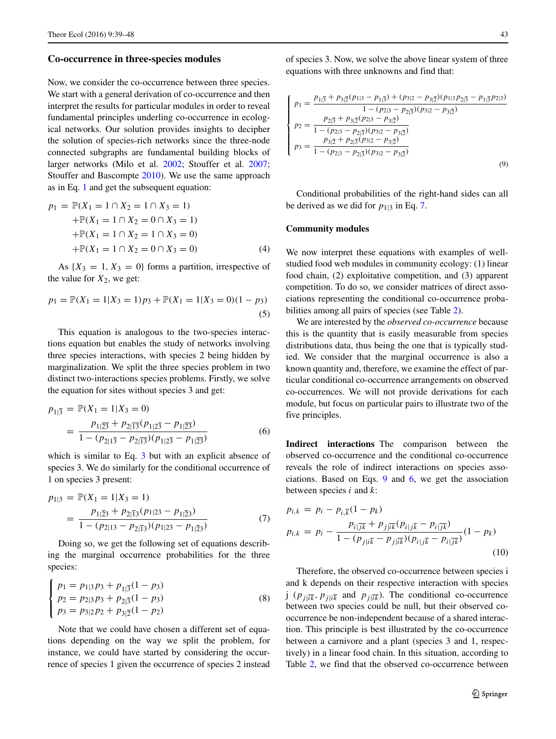### Co-occurrence in three-species modules

Now, we consider the co-occurrence between three species. We start with a general derivation of co-occurrence and then interpret the results for particular modules in order to reveal fundamental principles underling co-occurrence in ecological networks. Our solution provides insights to decipher the solution of species-rich networks since the three-node connected subgraphs are fundamental building blocks of larger networks (Milo et al. 2002; Stouffer et al. 2007; Stouffer and Bascompte 2010). We use the same approach as in Eq. 1 and get the subsequent equation:

$$
\begin{aligned}
p_1 = \; & \mathbb{P}(X_1 = 1 \cap X_2 = 1 \cap X_3 = 1) \\
& + \mathbb{P}(X_1 = 1 \cap X_2 = 0 \cap X_3 = 1) \\
& + \mathbb{P}(X_1 = 1 \cap X_2 = 1 \cap X_3 = 0) \\
& + \mathbb{P}(X_1 = 1 \cap X_2 = 0 \cap X_3 = 0)
\end{aligned} \tag{4}
$$

As $\{X_3 = 1, X_3 = 0\}$ forms a partition, irrespective of the value for $X_2$, we get:

$$
p_1 = \mathbb{P}(X_1 = 1 | X_3 = 1) p_3 + \mathbb{P}(X_1 = 1 | X_3 = 0)(1 - p_3) \tag{5}
$$

This equation is analogous to the two-species interactions equation but enables the study of networks involving three species interactions, with species 2 being hidden by marginalization. We split the three species problem in two distinct two-interactions species problems. Firstly, we solve the equation for sites without species 3 and get:

$$
\begin{aligned}
p_{1|\overline{3}} &= \mathbb{P}(X_1 = 1 | X_3 = 0) \\
&= \frac{p_{1|\overline{23}} + p_{2|\overline{13}}(p_{1|2\overline{3}} - p_{1|\overline{23}})}{1 - (p_{2|1\overline{3}} - p_{2|\overline{13}})(p_{1|2\overline{3}} - p_{1|\overline{23}})}
\end{aligned} \tag{6}
$$

which is similar to Eq. 3 but with an explicit absence of species 3. We do similarly for the conditional occurrence of 1 on species 3 present:

$$
\begin{aligned}
p_{1|3} &= \mathbb{P}(X_1 = 1 | X_3 = 1) \\
&= \frac{p_{1|\overline{2}3} + p_{2|\overline{1}3}(p_{1|23} - p_{1|\overline{2}3})}{1 - (p_{2|13} - p_{2|\overline{1}3})(p_{1|23} - p_{1|\overline{2}3})}
\end{aligned} \tag{7}
$$

Doing so, we get the following set of equations describing the marginal occurrence probabilities for the three species:

$$
\begin{cases}
p_1 = p_{1|3} p_3 + p_{1|\overline{3}}(1 - p_3) \\
p_2 = p_{2|3} p_3 + p_{2|\overline{3}}(1 - p_3) \\
p_3 = p_{3|2} p_2 + p_{3|\overline{2}}(1 - p_2)
\end{cases} \tag{8}
$$

Note that we could have chosen a different set of equations depending on the way we split the problem, for instance, we could have started by considering the occurrence of species 1 given the occurrence of species 2 instead of species 3. Now, we solve the above linear system of three equations with three unknowns and find that:

$$
\begin{cases}
p_1 = \dfrac{p_{1|\overline{3}} + p_{3|\overline{2}}(p_{1|3} - p_{1|\overline{3}}) + (p_{3|2} - p_{3|\overline{2}})(p_{1|3} p_{2|\overline{3}} - p_{1|\overline{3}} p_{2|3})}{1 - (p_{2|3} - p_{2|\overline{3}})(p_{3|2} - p_{3|\overline{2}})} \\
p_2 = \dfrac{p_{2|\overline{3}} + p_{3|\overline{2}}(p_{2|3} - p_{3|\overline{2}})}{1 - (p_{2|3} - p_{2|\overline{3}})(p_{3|2} - p_{3|\overline{2}})} \\
p_3 = \dfrac{p_{3|\overline{2}} + p_{2|\overline{3}}(p_{3|2} - p_{3|\overline{2}})}{1 - (p_{2|3} - p_{2|\overline{3}})(p_{3|2} - p_{3|\overline{2}})}
\end{cases} \tag{9}
$$

Conditional probabilities of the right-hand sides can all be derived as we did for $p_{1|3}$ in Eq. 7.

### Community modules

We now interpret these equations with examples of well-studied food web modules in community ecology: (1) linear food chain, (2) exploitative competition, and (3) apparent competition. To do so, we consider matrices of direct associations representing the conditional co-occurrence probabilities among all pairs of species (see Table 2).

We are interested by the *observed co-occurrence* because this is the quantity that is easily measurable from species distributions data, thus being the one that is typically studied. We consider that the marginal occurrence is also a known quantity and, therefore, we examine the effect of particular conditional co-occurrence arrangements on observed co-occurrences. We will not provide derivations for each module, but focus on particular pairs to illustrate two of the five principles.

**Indirect interactions** The comparison between the observed co-occurrence and the conditional co-occurrence reveals the role of indirect interactions on species associations. Based on Eqs. 9 and 6, we get the association between species $i$ and $k$:

$$
\begin{aligned}
p_{i,k} &= p_i - p_{i,\overline{k}}(1 - p_k) \\
p_{i,k} &= p_i - \frac{p_{i|\overline{jk}} + p_{j|\overline{ik}}(p_{i|j\overline{k}} - p_{i|\overline{jk}})}{1 - (p_{j|i\overline{k}} - p_{j|\overline{ik}})(p_{i|j\overline{k}} - p_{i|\overline{jk}})}(1 - p_k)
\end{aligned} \tag{10}
$$

Therefore, the observed co-occurrence between species i and k depends on their respective interaction with species j ($p_{j|\overline{ik}}$, $p_{j|i\overline{k}}$ and $p_{j|\overline{ik}}$). The conditional co-occurrence between two species could be null, but their observed co-occurrence be non-independent because of a shared interaction. This principle is best illustrated by the co-occurrence between a carnivore and a plant (species 3 and 1, respectively) in a linear food chain. In this situation, according to Table 2, we find that the observed co-occurrence between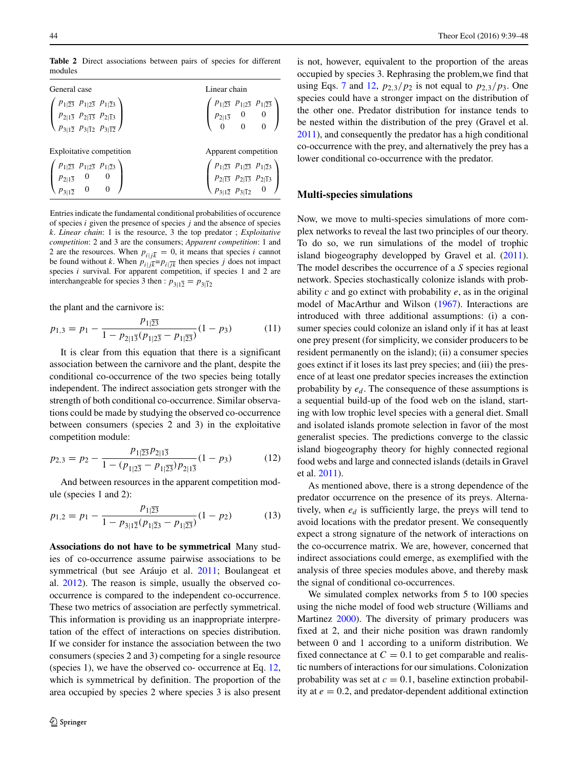**Table 2** Direct associations between pairs of species for different modules

General case

$$\begin{pmatrix} p_{1|\overline{23}} & p_{1|2\overline{3}} & p_{1|\overline{2}3} \\ p_{2|1\overline{3}} & p_{2|\overline{13}} & p_{2|\overline{1}3} \\ p_{3|1\overline{2}} & p_{3|\overline{1}2} & p_{3|\overline{12}} \end{pmatrix}$$

Linear chain

$$\begin{pmatrix} p_{1|\overline{23}} & p_{1|2\overline{3}} & p_{1|\overline{23}} \\ p_{2|1\overline{3}} & 0 & 0 \\ 0 & 0 & 0 \end{pmatrix}$$

Exploitative competition

$$\begin{pmatrix} p_{1|\overline{23}} & p_{1|2\overline{3}} & p_{1|\overline{2}3} \\ p_{2|1\overline{3}} & 0 & 0 \\ p_{3|1\overline{2}} & 0 & 0 \end{pmatrix}$$

Apparent competition

$$\begin{pmatrix} p_{1|\overline{23}} & p_{1|\overline{23}} & p_{1|\overline{2}3} \\ p_{2|\overline{13}} & p_{2|\overline{13}} & p_{2|\overline{1}3} \\ p_{3|1\overline{2}} & p_{3|\overline{1}2} & 0 \end{pmatrix}$$

Entries indicate the fundamental conditional probabilities of occurence of species $i$ given the presence of species $j$ and the absence of species $k$. *Linear chain*: 1 is the resource, 3 the top predator ; *Exploitative competition*: 2 and 3 are the consumers; *Apparent competition*: 1 and 2 are the resources. When $p_{i|j\overline{k}} = 0$, it means that species $i$ cannot be found without $k$. When $p_{i|j\overline{k}}=p_{i|\overline{jk}}$ then species $j$ does not impact species $i$ survival. For apparent competition, if species 1 and 2 are interchangeable for species 3 then : $p_{3|1\overline{2}} = p_{3|\overline{1}2}$

the plant and the carnivore is:

$$p_{1,3} = p_1 - \frac{p_{1|\overline{23}}}{1 - p_{2|1\overline{3}}(p_{1|2\overline{3}} - p_{1|\overline{23}})}(1 - p_3) \tag{11}$$

It is clear from this equation that there is a significant association between the carnivore and the plant, despite the conditional co-occurrence of the two species being totally independent. The indirect association gets stronger with the strength of both conditional co-occurrence. Similar observations could be made by studying the observed co-occurrence between consumers (species 2 and 3) in the exploitative competition module:

$$p_{2,3} = p_2 - \frac{p_{1|\overline{23}}p_{2|1\overline{3}}}{1 - (p_{1|2\overline{3}} - p_{1|\overline{23}})p_{2|1\overline{3}}}(1 - p_3) \tag{12}$$

And between resources in the apparent competition module (species 1 and 2):

$$p_{1,2} = p_1 - \frac{p_{1|\overline{23}}}{1 - p_{3|1\overline{2}}(p_{1|\overline{2}3} - p_{1|\overline{23}})}(1 - p_2) \tag{13}$$

**Associations do not have to be symmetrical** Many studies of co-occurrence assume pairwise associations to be symmetrical (but see Aráujo et al. 2011; Boulangeat et al. 2012). The reason is simple, usually the observed co-occurrence is compared to the independent co-occurrence. These two metrics of association are perfectly symmetrical. This information is providing us an inappropriate interpretation of the effect of interactions on species distribution. If we consider for instance the association between the two consumers (species 2 and 3) competing for a single resource (species 1), we have the observed co- occurrence at Eq. 12, which is symmetrical by definition. The proportion of the area occupied by species 2 where species 3 is also present is not, however, equivalent to the proportion of the areas occupied by species 3. Rephrasing the problem,we find that using Eqs. 7 and 12, $p_{2,3}/p_2$ is not equal to $p_{2,3}/p_3$. One species could have a stronger impact on the distribution of the other one. Predator distribution for instance tends to be nested within the distribution of the prey (Gravel et al. 2011), and consequently the predator has a high conditional co-occurrence with the prey, and alternatively the prey has a lower conditional co-occurrence with the predator.

## Multi-species simulations

Now, we move to multi-species simulations of more complex networks to reveal the last two principles of our theory. To do so, we run simulations of the model of trophic island biogeography developped by Gravel et al. (2011). The model describes the occurrence of a $S$ species regional network. Species stochastically colonize islands with probability $c$ and go extinct with probability $e$, as in the original model of MacArthur and Wilson (1967). Interactions are introduced with three additional assumptions: (i) a consumer species could colonize an island only if it has at least one prey present (for simplicity, we consider producers to be resident permanently on the island); (ii) a consumer species goes extinct if it loses its last prey species; and (iii) the presence of at least one predator species increases the extinction probability by $e_d$. The consequence of these assumptions is a sequential build-up of the food web on the island, starting with low trophic level species with a general diet. Small and isolated islands promote selection in favor of the most generalist species. The predictions converge to the classic island biogeography theory for highly connected regional food webs and large and connected islands (details in Gravel et al. 2011).

As mentioned above, there is a strong dependence of the predator occurrence on the presence of its preys. Alternatively, when $e_d$ is sufficiently large, the preys will tend to avoid locations with the predator present. We consequently expect a strong signature of the network of interactions on the co-occurrence matrix. We are, however, concerned that indirect associations could emerge, as exemplified with the analysis of three species modules above, and thereby mask the signal of conditional co-occurrences.

We simulated complex networks from 5 to 100 species using the niche model of food web structure (Williams and Martinez 2000). The diversity of primary producers was fixed at 2, and their niche position was drawn randomly between 0 and 1 according to a uniform distribution. We fixed connectance at $C = 0.1$ to get comparable and realistic numbers of interactions for our simulations. Colonization probability was set at $c = 0.1$, baseline extinction probability at $e = 0.2$, and predator-dependent additional extinction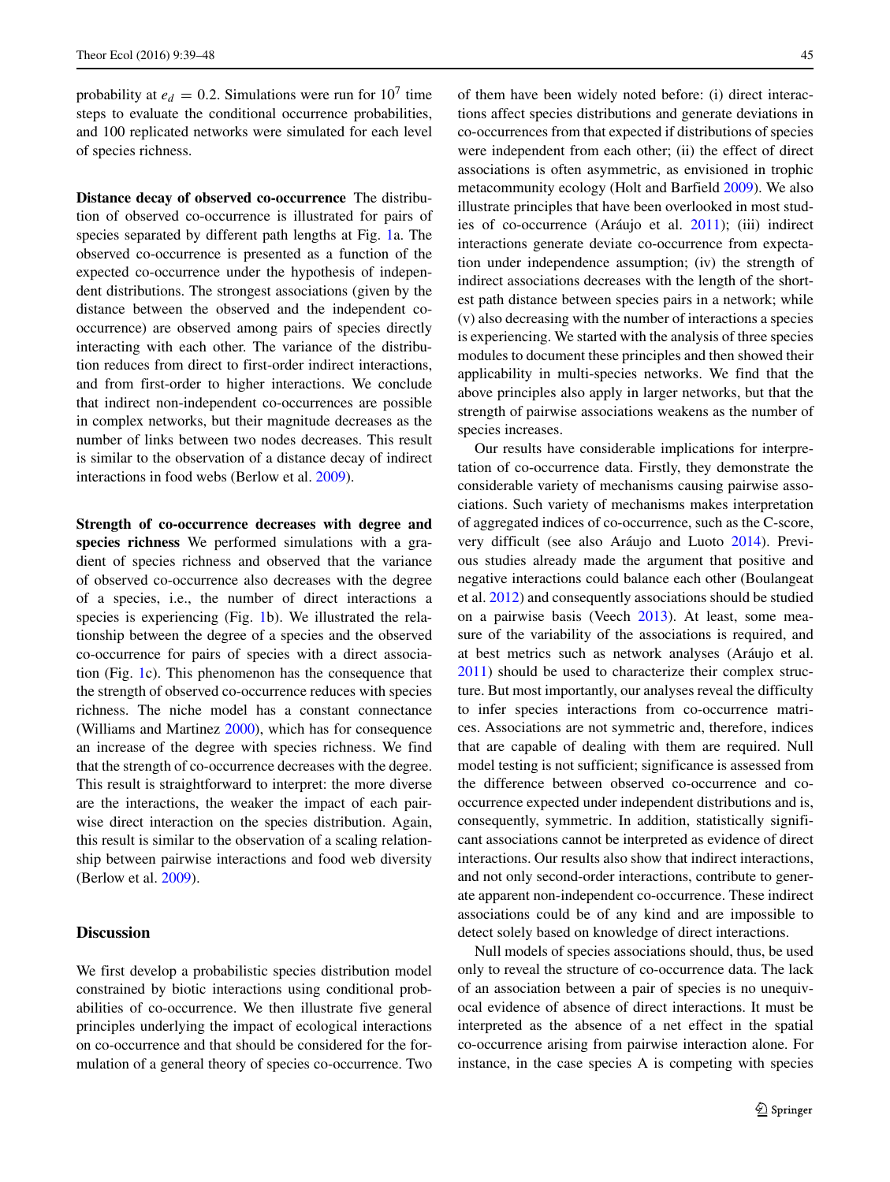probability at $e_d = 0.2$. Simulations were run for $10^7$ time steps to evaluate the conditional occurrence probabilities, and 100 replicated networks were simulated for each level of species richness.

**Distance decay of observed co-occurrence** The distribution of observed co-occurrence is illustrated for pairs of species separated by different path lengths at Fig. 1a. The observed co-occurrence is presented as a function of the expected co-occurrence under the hypothesis of independent distributions. The strongest associations (given by the distance between the observed and the independent co-occurrence) are observed among pairs of species directly interacting with each other. The variance of the distribution reduces from direct to first-order indirect interactions, and from first-order to higher interactions. We conclude that indirect non-independent co-occurrences are possible in complex networks, but their magnitude decreases as the number of links between two nodes decreases. This result is similar to the observation of a distance decay of indirect interactions in food webs (Berlow et al. 2009).

**Strength of co-occurrence decreases with degree and species richness** We performed simulations with a gradient of species richness and observed that the variance of observed co-occurrence also decreases with the degree of a species, i.e., the number of direct interactions a species is experiencing (Fig. 1b). We illustrated the relationship between the degree of a species and the observed co-occurrence for pairs of species with a direct association (Fig. 1c). This phenomenon has the consequence that the strength of observed co-occurrence reduces with species richness. The niche model has a constant connectance (Williams and Martinez 2000), which has for consequence an increase of the degree with species richness. We find that the strength of co-occurrence decreases with the degree. This result is straightforward to interpret: the more diverse are the interactions, the weaker the impact of each pairwise direct interaction on the species distribution. Again, this result is similar to the observation of a scaling relationship between pairwise interactions and food web diversity (Berlow et al. 2009).

## Discussion

We first develop a probabilistic species distribution model constrained by biotic interactions using conditional probabilities of co-occurrence. We then illustrate five general principles underlying the impact of ecological interactions on co-occurrence and that should be considered for the formulation of a general theory of species co-occurrence. Two of them have been widely noted before: (i) direct interactions affect species distributions and generate deviations in co-occurrences from that expected if distributions of species were independent from each other; (ii) the effect of direct associations is often asymmetric, as envisioned in trophic metacommunity ecology (Holt and Barfield 2009). We also illustrate principles that have been overlooked in most studies of co-occurrence (Aráujo et al. 2011); (iii) indirect interactions generate deviate co-occurrence from expectation under independence assumption; (iv) the strength of indirect associations decreases with the length of the shortest path distance between species pairs in a network; while (v) also decreasing with the number of interactions a species is experiencing. We started with the analysis of three species modules to document these principles and then showed their applicability in multi-species networks. We find that the above principles also apply in larger networks, but that the strength of pairwise associations weakens as the number of species increases.

Our results have considerable implications for interpretation of co-occurrence data. Firstly, they demonstrate the considerable variety of mechanisms causing pairwise associations. Such variety of mechanisms makes interpretation of aggregated indices of co-occurrence, such as the C-score, very difficult (see also Aráujo and Luoto 2014). Previous studies already made the argument that positive and negative interactions could balance each other (Boulangeat et al. 2012) and consequently associations should be studied on a pairwise basis (Veech 2013). At least, some measure of the variability of the associations is required, and at best metrics such as network analyses (Aráujo et al. 2011) should be used to characterize their complex structure. But most importantly, our analyses reveal the difficulty to infer species interactions from co-occurrence matrices. Associations are not symmetric and, therefore, indices that are capable of dealing with them are required. Null model testing is not sufficient; significance is assessed from the difference between observed co-occurrence and co-occurrence expected under independent distributions and is, consequently, symmetric. In addition, statistically significant associations cannot be interpreted as evidence of direct interactions. Our results also show that indirect interactions, and not only second-order interactions, contribute to generate apparent non-independent co-occurrence. These indirect associations could be of any kind and are impossible to detect solely based on knowledge of direct interactions.

Null models of species associations should, thus, be used only to reveal the structure of co-occurrence data. The lack of an association between a pair of species is no unequivocal evidence of absence of direct interactions. It must be interpreted as the absence of a net effect in the spatial co-occurrence arising from pairwise interaction alone. For instance, in the case species A is competing with species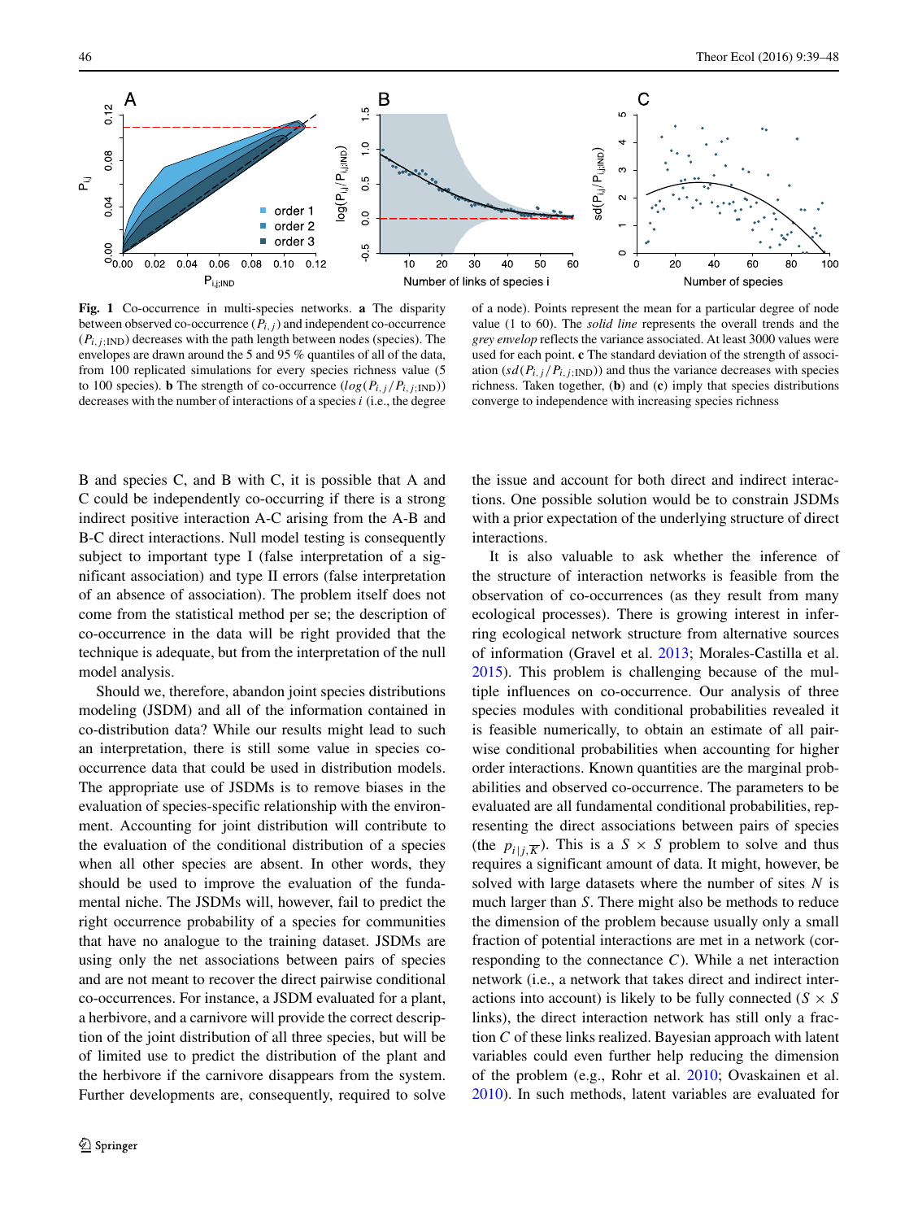**Fig. 1** Co-occurrence in multi-species networks. **a** The disparity between observed co-occurrence ($P_{i,j}$) and independent co-occurrence ($P_{i,j;\text{IND}}$) decreases with the path length between nodes (species). The envelopes are drawn around the 5 and 95 % quantiles of all of the data, from 100 replicated simulations for every species richness value (5 to 100 species). **b** The strength of co-occurrence ($log(P_{i,j}/P_{i,j;\text{IND}})$) decreases with the number of interactions of a species $i$ (i.e., the degree of a node). Points represent the mean for a particular degree of node value (1 to 60). The *solid line* represents the overall trends and the *grey envelop* reflects the variance associated. At least 3000 values were used for each point. **c** The standard deviation of the strength of association ($sd(P_{i,j}/P_{i,j;\text{IND}})$) and thus the variance decreases with species richness. Taken together, (**b**) and (**c**) imply that species distributions converge to independence with increasing species richness

B and species C, and B with C, it is possible that A and C could be independently co-occurring if there is a strong indirect positive interaction A-C arising from the A-B and B-C direct interactions. Null model testing is consequently subject to important type I (false interpretation of a significant association) and type II errors (false interpretation of an absence of association). The problem itself does not come from the statistical method per se; the description of co-occurrence in the data will be right provided that the technique is adequate, but from the interpretation of the null model analysis.

Should we, therefore, abandon joint species distributions modeling (JSDM) and all of the information contained in co-distribution data? While our results might lead to such an interpretation, there is still some value in species co-occurrence data that could be used in distribution models. The appropriate use of JSDMs is to remove biases in the evaluation of species-specific relationship with the environment. Accounting for joint distribution will contribute to the evaluation of the conditional distribution of a species when all other species are absent. In other words, they should be used to improve the evaluation of the fundamental niche. The JSDMs will, however, fail to predict the right occurrence probability of a species for communities that have no analogue to the training dataset. JSDMs are using only the net associations between pairs of species and are not meant to recover the direct pairwise conditional co-occurrences. For instance, a JSDM evaluated for a plant, a herbivore, and a carnivore will provide the correct description of the joint distribution of all three species, but will be of limited use to predict the distribution of the plant and the herbivore if the carnivore disappears from the system. Further developments are, consequently, required to solve the issue and account for both direct and indirect interactions. One possible solution would be to constrain JSDMs with a prior expectation of the underlying structure of direct interactions.

It is also valuable to ask whether the inference of the structure of interaction networks is feasible from the observation of co-occurrences (as they result from many ecological processes). There is growing interest in inferring ecological network structure from alternative sources of information (Gravel et al. 2013; Morales-Castilla et al. 2015). This problem is challenging because of the multiple influences on co-occurrence. Our analysis of three species modules with conditional probabilities revealed it is feasible numerically, to obtain an estimate of all pairwise conditional probabilities when accounting for higher order interactions. Known quantities are the marginal probabilities and observed co-occurrence. The parameters to be evaluated are all fundamental conditional probabilities, representing the direct associations between pairs of species (the $p_{i|j,\overline{K}}$). This is a $S \times S$ problem to solve and thus requires a significant amount of data. It might, however, be solved with large datasets where the number of sites $N$ is much larger than $S$. There might also be methods to reduce the dimension of the problem because usually only a small fraction of potential interactions are met in a network (corresponding to the connectance $C$). While a net interaction network (i.e., a network that takes direct and indirect interactions into account) is likely to be fully connected ($S \times S$ links), the direct interaction network has still only a fraction $C$ of these links realized. Bayesian approach with latent variables could even further help reducing the dimension of the problem (e.g., Rohr et al. 2010; Ovaskainen et al. 2010). In such methods, latent variables are evaluated for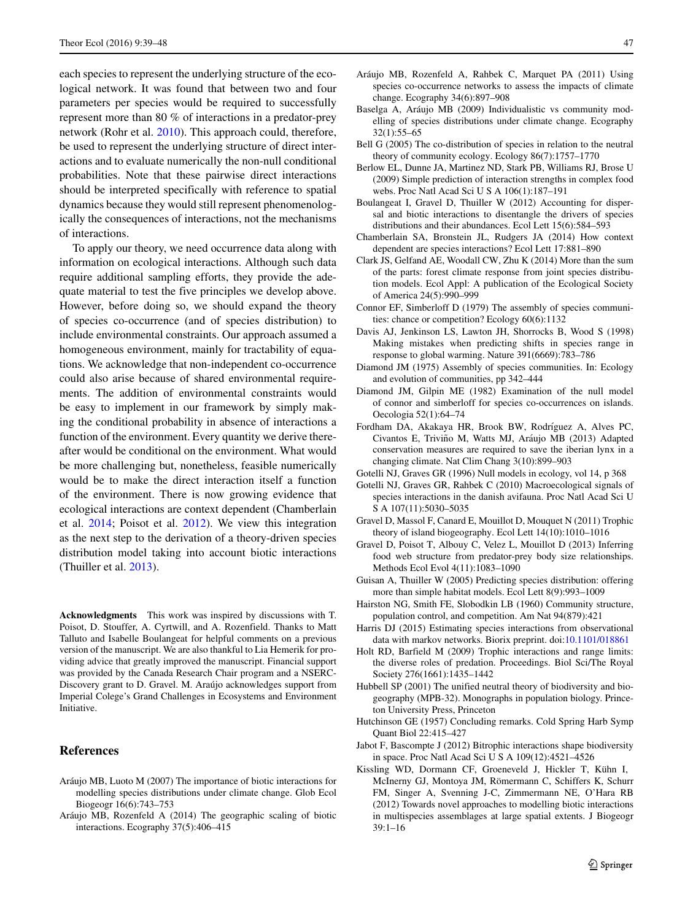each species to represent the underlying structure of the ecological network. It was found that between two and four parameters per species would be required to successfully represent more than 80 % of interactions in a predator-prey network (Rohr et al. 2010). This approach could, therefore, be used to represent the underlying structure of direct interactions and to evaluate numerically the non-null conditional probabilities. Note that these pairwise direct interactions should be interpreted specifically with reference to spatial dynamics because they would still represent phenomenologically the consequences of interactions, not the mechanisms of interactions.

To apply our theory, we need occurrence data along with information on ecological interactions. Although such data require additional sampling efforts, they provide the adequate material to test the five principles we develop above. However, before doing so, we should expand the theory of species co-occurrence (and of species distribution) to include environmental constraints. Our approach assumed a homogeneous environment, mainly for tractability of equations. We acknowledge that non-independent co-occurrence could also arise because of shared environmental requirements. The addition of environmental constraints would be easy to implement in our framework by simply making the conditional probability in absence of interactions a function of the environment. Every quantity we derive thereafter would be conditional on the environment. What would be more challenging but, nonetheless, feasible numerically would be to make the direct interaction itself a function of the environment. There is now growing evidence that ecological interactions are context dependent (Chamberlain et al. 2014; Poisot et al. 2012). We view this integration as the next step to the derivation of a theory-driven species distribution model taking into account biotic interactions (Thuiller et al. 2013).

**Acknowledgments** This work was inspired by discussions with T. Poisot, D. Stouffer, A. Cyrtwill, and A. Rozenfield. Thanks to Matt Talluto and Isabelle Boulangeat for helpful comments on a previous version of the manuscript. We are also thankful to Lia Hemerik for providing advice that greatly improved the manuscript. Financial support was provided by the Canada Research Chair program and a NSERC-Discovery grant to D. Gravel. M. Araújo acknowledges support from Imperial Colege's Grand Challenges in Ecosystems and Environment Initiative.

## References

Aráujo MB, Luoto M (2007) The importance of biotic interactions for modelling species distributions under climate change. Glob Ecol Biogeogr 16(6):743–753

Aráujo MB, Rozenfeld A (2014) The geographic scaling of biotic interactions. Ecography 37(5):406–415

Aráujo MB, Rozenfeld A, Rahbek C, Marquet PA (2011) Using species co-occurrence networks to assess the impacts of climate change. Ecography 34(6):897–908

Baselga A, Aráujo MB (2009) Individualistic vs community modelling of species distributions under climate change. Ecography 32(1):55–65

Bell G (2005) The co-distribution of species in relation to the neutral theory of community ecology. Ecology 86(7):1757–1770

Berlow EL, Dunne JA, Martinez ND, Stark PB, Williams RJ, Brose U (2009) Simple prediction of interaction strengths in complex food webs. Proc Natl Acad Sci U S A 106(1):187–191

Boulangeat I, Gravel D, Thuiller W (2012) Accounting for dispersal and biotic interactions to disentangle the drivers of species distributions and their abundances. Ecol Lett 15(6):584–593

Chamberlain SA, Bronstein JL, Rudgers JA (2014) How context dependent are species interactions? Ecol Lett 17:881–890

Clark JS, Gelfand AE, Woodall CW, Zhu K (2014) More than the sum of the parts: forest climate response from joint species distribution models. Ecol Appl: A publication of the Ecological Society of America 24(5):990–999

Connor EF, Simberloff D (1979) The assembly of species communities: chance or competition? Ecology 60(6):1132

Davis AJ, Jenkinson LS, Lawton JH, Shorrocks B, Wood S (1998) Making mistakes when predicting shifts in species range in response to global warming. Nature 391(6669):783–786

Diamond JM (1975) Assembly of species communities. In: Ecology and evolution of communities, pp 342–444

Diamond JM, Gilpin ME (1982) Examination of the null model of connor and simberloff for species co-occurrences on islands. Oecologia 52(1):64–74

Fordham DA, Akakaya HR, Brook BW, Rodríguez A, Alves PC, Civantos E, Triviño M, Watts MJ, Aráujo MB (2013) Adapted conservation measures are required to save the iberian lynx in a changing climate. Nat Clim Chang 3(10):899–903

Gotelli NJ, Graves GR (1996) Null models in ecology, vol 14, p 368

Gotelli NJ, Graves GR, Rahbek C (2010) Macroecological signals of species interactions in the danish avifauna. Proc Natl Acad Sci U S A 107(11):5030–5035

Gravel D, Massol F, Canard E, Mouillot D, Mouquet N (2011) Trophic theory of island biogeography. Ecol Lett 14(10):1010–1016

Gravel D, Poisot T, Albouy C, Velez L, Mouillot D (2013) Inferring food web structure from predator-prey body size relationships. Methods Ecol Evol 4(11):1083–1090

Guisan A, Thuiller W (2005) Predicting species distribution: offering more than simple habitat models. Ecol Lett 8(9):993–1009

Hairston NG, Smith FE, Slobodkin LB (1960) Community structure, population control, and competition. Am Nat 94(879):421

Harris DJ (2015) Estimating species interactions from observational data with markov networks. Biorix preprint. doi:10.1101/018861

Holt RD, Barfield M (2009) Trophic interactions and range limits: the diverse roles of predation. Proceedings. Biol Sci/The Royal Society 276(1661):1435–1442

Hubbell SP (2001) The unified neutral theory of biodiversity and biogeography (MPB-32). Monographs in population biology. Princeton University Press, Princeton

Hutchinson GE (1957) Concluding remarks. Cold Spring Harb Symp Quant Biol 22:415–427

Jabot F, Bascompte J (2012) Bitrophic interactions shape biodiversity in space. Proc Natl Acad Sci U S A 109(12):4521–4526

Kissling WD, Dormann CF, Groeneveld J, Hickler T, Kühn I, McInerny GJ, Montoya JM, Römermann C, Schiffers K, Schurr FM, Singer A, Svenning J-C, Zimmermann NE, O'Hara RB (2012) Towards novel approaches to modelling biotic interactions in multispecies assemblages at large spatial extents. J Biogeogr 39:1–16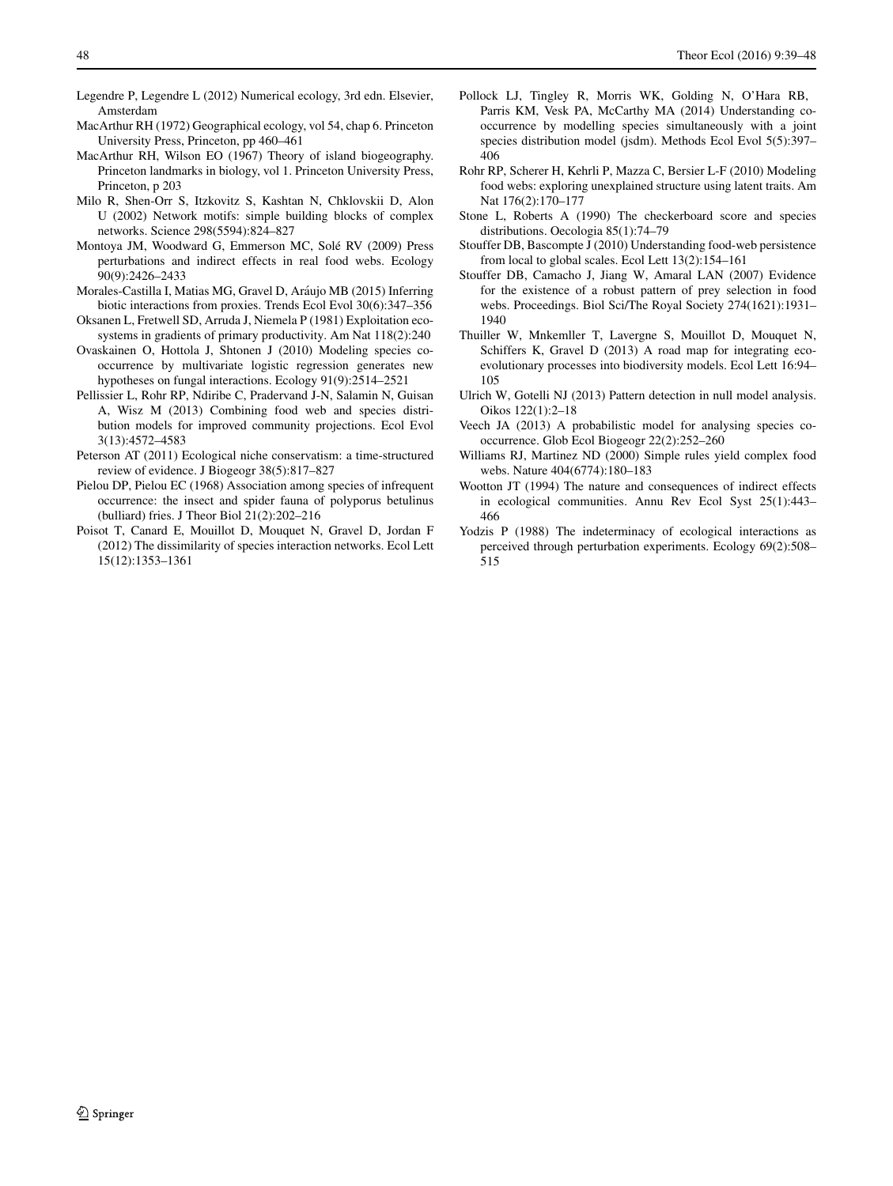Legendre P, Legendre L (2012) Numerical ecology, 3rd edn. Elsevier, Amsterdam

MacArthur RH (1972) Geographical ecology, vol 54, chap 6. Princeton University Press, Princeton, pp 460–461

MacArthur RH, Wilson EO (1967) Theory of island biogeography. Princeton landmarks in biology, vol 1. Princeton University Press, Princeton, p 203

Milo R, Shen-Orr S, Itzkovitz S, Kashtan N, Chklovskii D, Alon U (2002) Network motifs: simple building blocks of complex networks. Science 298(5594):824–827

Montoya JM, Woodward G, Emmerson MC, Solé RV (2009) Press perturbations and indirect effects in real food webs. Ecology 90(9):2426–2433

Morales-Castilla I, Matias MG, Gravel D, Aráujo MB (2015) Inferring biotic interactions from proxies. Trends Ecol Evol 30(6):347–356

Oksanen L, Fretwell SD, Arruda J, Niemela P (1981) Exploitation ecosystems in gradients of primary productivity. Am Nat 118(2):240

Ovaskainen O, Hottola J, Shtonen J (2010) Modeling species co-occurrence by multivariate logistic regression generates new hypotheses on fungal interactions. Ecology 91(9):2514–2521

Pellissier L, Rohr RP, Ndiribe C, Pradervand J-N, Salamin N, Guisan A, Wisz M (2013) Combining food web and species distribution models for improved community projections. Ecol Evol 3(13):4572–4583

Peterson AT (2011) Ecological niche conservatism: a time-structured review of evidence. J Biogeogr 38(5):817–827

Pielou DP, Pielou EC (1968) Association among species of infrequent occurrence: the insect and spider fauna of polyporus betulinus (bulliard) fries. J Theor Biol 21(2):202–216

Poisot T, Canard E, Mouillot D, Mouquet N, Gravel D, Jordan F (2012) The dissimilarity of species interaction networks. Ecol Lett 15(12):1353–1361

Pollock LJ, Tingley R, Morris WK, Golding N, O'Hara RB, Parris KM, Vesk PA, McCarthy MA (2014) Understanding co-occurrence by modelling species simultaneously with a joint species distribution model (jsdm). Methods Ecol Evol 5(5):397–406

Rohr RP, Scherer H, Kehrli P, Mazza C, Bersier L-F (2010) Modeling food webs: exploring unexplained structure using latent traits. Am Nat 176(2):170–177

Stone L, Roberts A (1990) The checkerboard score and species distributions. Oecologia 85(1):74–79

Stouffer DB, Bascompte J (2010) Understanding food-web persistence from local to global scales. Ecol Lett 13(2):154–161

Stouffer DB, Camacho J, Jiang W, Amaral LAN (2007) Evidence for the existence of a robust pattern of prey selection in food webs. Proceedings. Biol Sci/The Royal Society 274(1621):1931–1940

Thuiller W, Mnkemller T, Lavergne S, Mouillot D, Mouquet N, Schiffers K, Gravel D (2013) A road map for integrating eco-evolutionary processes into biodiversity models. Ecol Lett 16:94–105

Ulrich W, Gotelli NJ (2013) Pattern detection in null model analysis. Oikos 122(1):2–18

Veech JA (2013) A probabilistic model for analysing species co-occurrence. Glob Ecol Biogeogr 22(2):252–260

Williams RJ, Martinez ND (2000) Simple rules yield complex food webs. Nature 404(6774):180–183

Wootton JT (1994) The nature and consequences of indirect effects in ecological communities. Annu Rev Ecol Syst 25(1):443–466

Yodzis P (1988) The indeterminacy of ecological interactions as perceived through perturbation experiments. Ecology 69(2):508–515